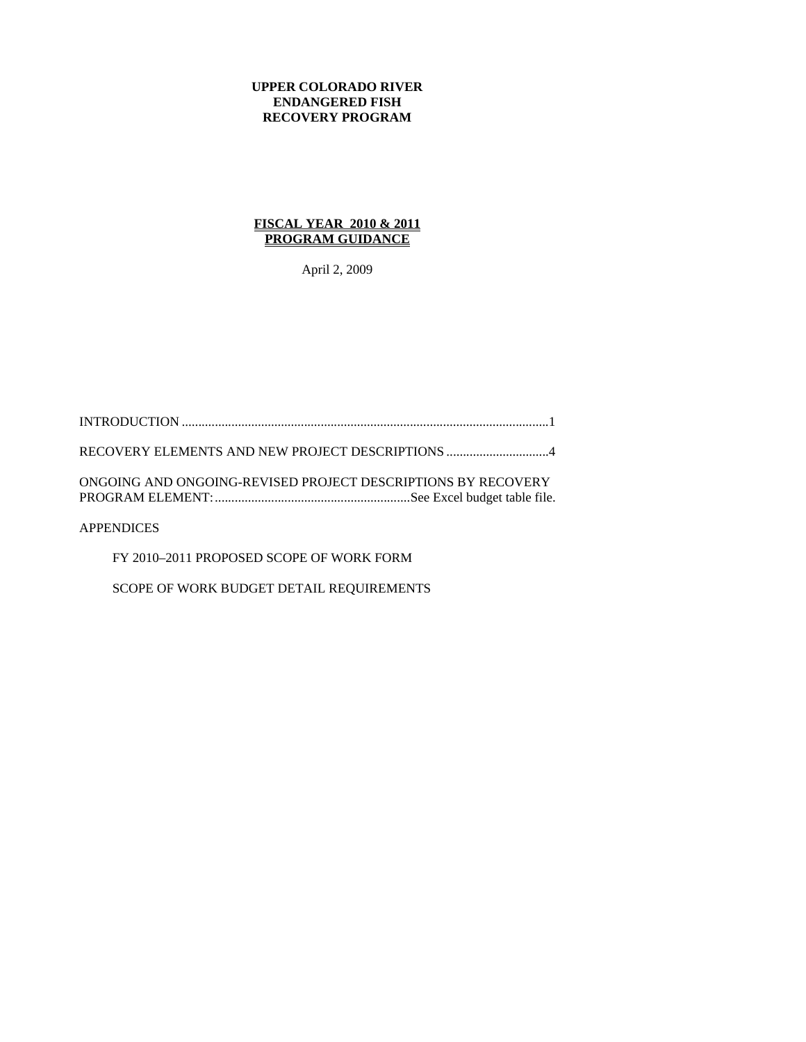**UPPER COLORADO RIVER**
**ENDANGERED FISH**
**RECOVERY PROGRAM**

**FISCAL YEAR 2010 & 2011**
**PROGRAM GUIDANCE**

April 2, 2009

INTRODUCTION ....................................................................................................................1

RECOVERY ELEMENTS AND NEW PROJECT DESCRIPTIONS ...............................4

ONGOING AND ONGOING-REVISED PROJECT DESCRIPTIONS BY RECOVERY PROGRAM ELEMENT: ...........................................................See Excel budget table file.

APPENDICES

FY 2010–2011 PROPOSED SCOPE OF WORK FORM

SCOPE OF WORK BUDGET DETAIL REQUIREMENTS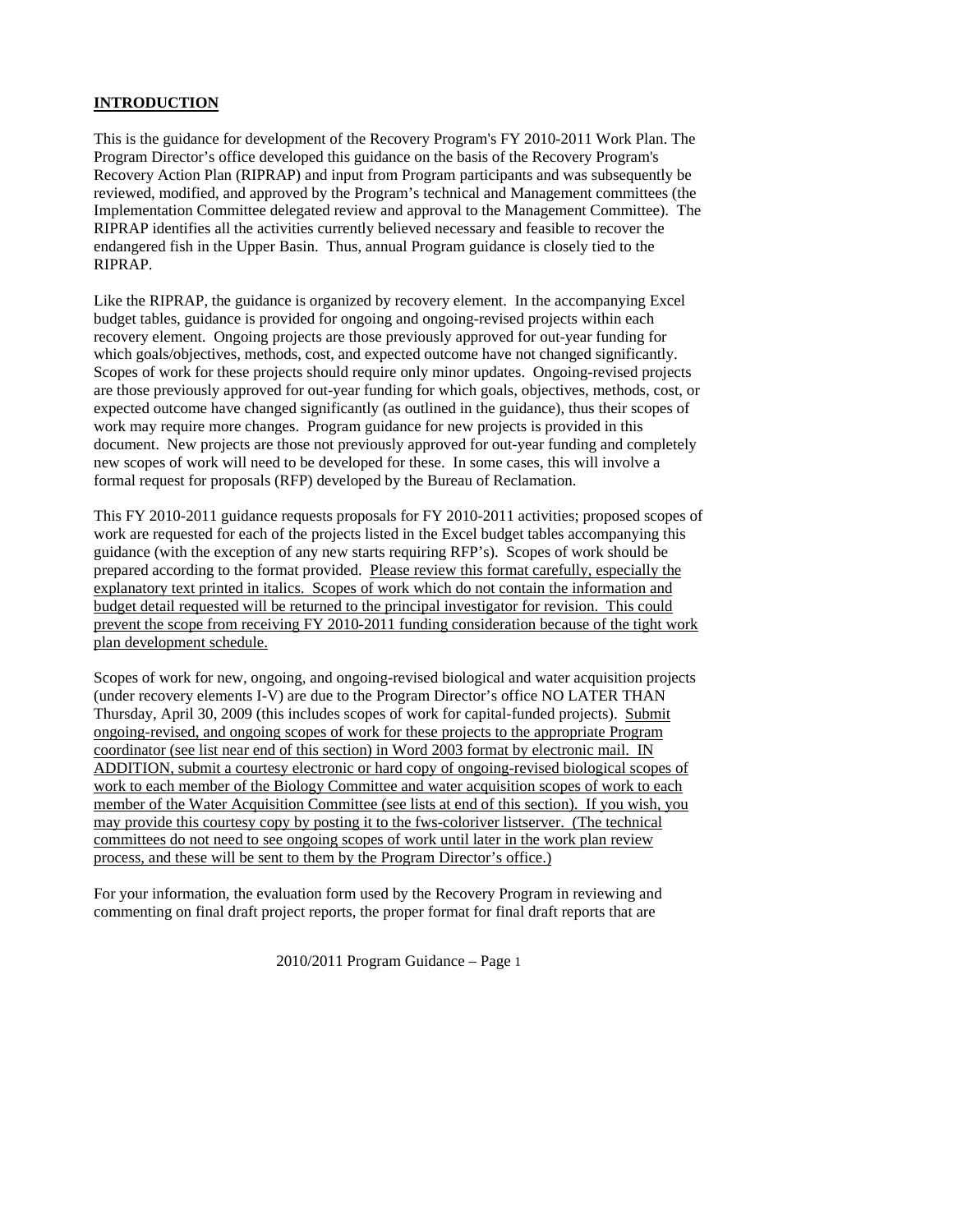## INTRODUCTION

This is the guidance for development of the Recovery Program's FY 2010-2011 Work Plan. The Program Director's office developed this guidance on the basis of the Recovery Program's Recovery Action Plan (RIPRAP) and input from Program participants and was subsequently be reviewed, modified, and approved by the Program's technical and Management committees (the Implementation Committee delegated review and approval to the Management Committee). The RIPRAP identifies all the activities currently believed necessary and feasible to recover the endangered fish in the Upper Basin. Thus, annual Program guidance is closely tied to the RIPRAP.

Like the RIPRAP, the guidance is organized by recovery element. In the accompanying Excel budget tables, guidance is provided for ongoing and ongoing-revised projects within each recovery element. Ongoing projects are those previously approved for out-year funding for which goals/objectives, methods, cost, and expected outcome have not changed significantly. Scopes of work for these projects should require only minor updates. Ongoing-revised projects are those previously approved for out-year funding for which goals, objectives, methods, cost, or expected outcome have changed significantly (as outlined in the guidance), thus their scopes of work may require more changes. Program guidance for new projects is provided in this document. New projects are those not previously approved for out-year funding and completely new scopes of work will need to be developed for these. In some cases, this will involve a formal request for proposals (RFP) developed by the Bureau of Reclamation.

This FY 2010-2011 guidance requests proposals for FY 2010-2011 activities; proposed scopes of work are requested for each of the projects listed in the Excel budget tables accompanying this guidance (with the exception of any new starts requiring RFP's). Scopes of work should be prepared according to the format provided. <u>Please review this format carefully, especially the explanatory text printed in italics. Scopes of work which do not contain the information and budget detail requested will be returned to the principal investigator for revision. This could prevent the scope from receiving FY 2010-2011 funding consideration because of the tight work plan development schedule.</u>

Scopes of work for new, ongoing, and ongoing-revised biological and water acquisition projects (under recovery elements I-V) are due to the Program Director's office NO LATER THAN Thursday, April 30, 2009 (this includes scopes of work for capital-funded projects). <u>Submit ongoing-revised, and ongoing scopes of work for these projects to the appropriate Program coordinator (see list near end of this section) in Word 2003 format by electronic mail. IN ADDITION, submit a courtesy electronic or hard copy of ongoing-revised biological scopes of work to each member of the Biology Committee and water acquisition scopes of work to each member of the Water Acquisition Committee (see lists at end of this section). If you wish, you may provide this courtesy copy by posting it to the fws-coloriver listserver. (The technical committees do not need to see ongoing scopes of work until later in the work plan review process, and these will be sent to them by the Program Director's office.)</u>

For your information, the evaluation form used by the Recovery Program in reviewing and commenting on final draft project reports, the proper format for final draft reports that are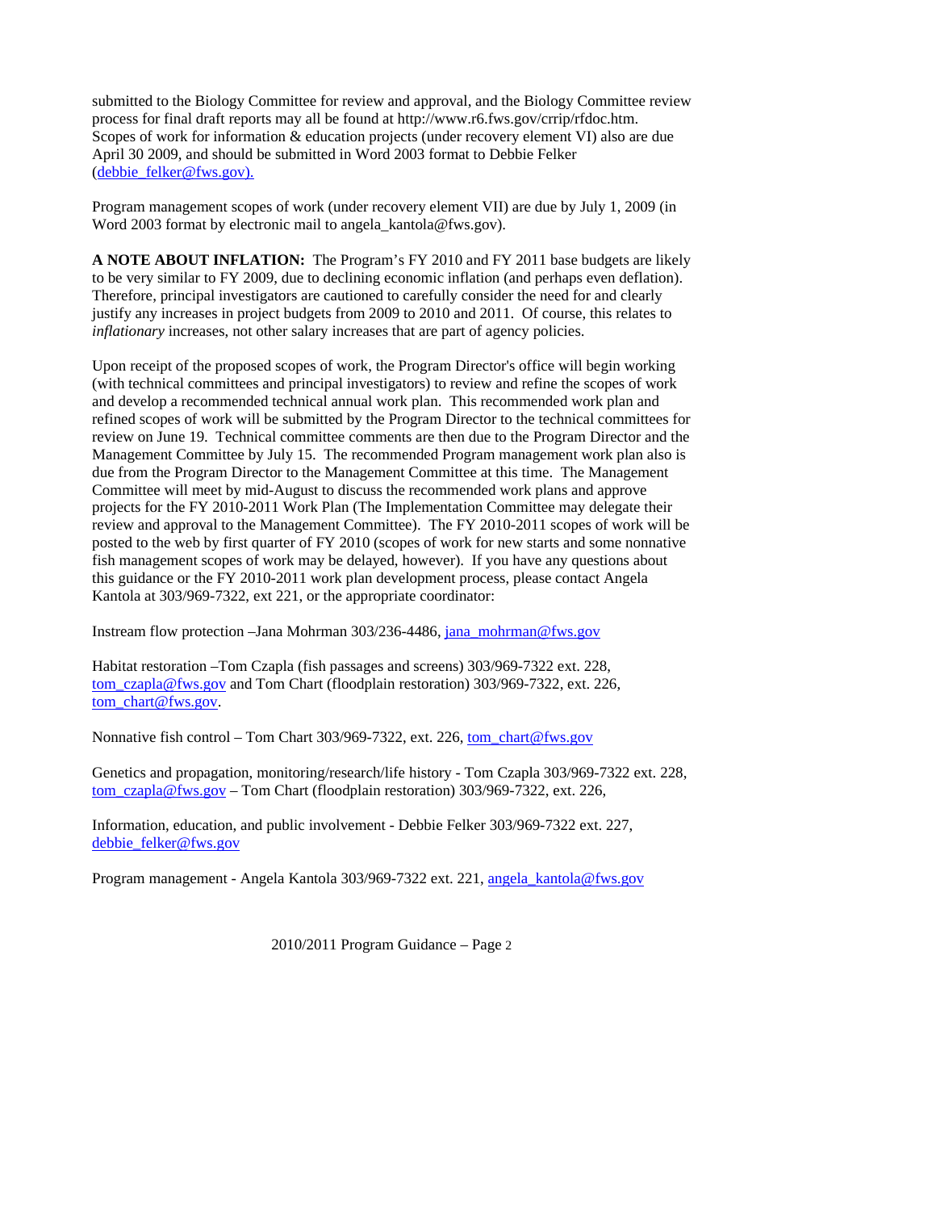submitted to the Biology Committee for review and approval, and the Biology Committee review process for final draft reports may all be found at http://www.r6.fws.gov/crrip/rfdoc.htm. Scopes of work for information & education projects (under recovery element VI) also are due April 30 2009, and should be submitted in Word 2003 format to Debbie Felker (debbie_felker@fws.gov).

Program management scopes of work (under recovery element VII) are due by July 1, 2009 (in Word 2003 format by electronic mail to angela_kantola@fws.gov).

**A NOTE ABOUT INFLATION:** The Program's FY 2010 and FY 2011 base budgets are likely to be very similar to FY 2009, due to declining economic inflation (and perhaps even deflation). Therefore, principal investigators are cautioned to carefully consider the need for and clearly justify any increases in project budgets from 2009 to 2010 and 2011. Of course, this relates to *inflationary* increases, not other salary increases that are part of agency policies.

Upon receipt of the proposed scopes of work, the Program Director's office will begin working (with technical committees and principal investigators) to review and refine the scopes of work and develop a recommended technical annual work plan. This recommended work plan and refined scopes of work will be submitted by the Program Director to the technical committees for review on June 19. Technical committee comments are then due to the Program Director and the Management Committee by July 15. The recommended Program management work plan also is due from the Program Director to the Management Committee at this time. The Management Committee will meet by mid-August to discuss the recommended work plans and approve projects for the FY 2010-2011 Work Plan (The Implementation Committee may delegate their review and approval to the Management Committee). The FY 2010-2011 scopes of work will be posted to the web by first quarter of FY 2010 (scopes of work for new starts and some nonnative fish management scopes of work may be delayed, however). If you have any questions about this guidance or the FY 2010-2011 work plan development process, please contact Angela Kantola at 303/969-7322, ext 221, or the appropriate coordinator:

Instream flow protection –Jana Mohrman 303/236-4486, jana_mohrman@fws.gov

Habitat restoration –Tom Czapla (fish passages and screens) 303/969-7322 ext. 228, tom_czapla@fws.gov and Tom Chart (floodplain restoration) 303/969-7322, ext. 226, tom_chart@fws.gov.

Nonnative fish control – Tom Chart 303/969-7322, ext. 226, tom_chart@fws.gov

Genetics and propagation, monitoring/research/life history - Tom Czapla 303/969-7322 ext. 228, tom_czapla@fws.gov – Tom Chart (floodplain restoration) 303/969-7322, ext. 226,

Information, education, and public involvement - Debbie Felker 303/969-7322 ext. 227, debbie_felker@fws.gov

Program management - Angela Kantola 303/969-7322 ext. 221, angela_kantola@fws.gov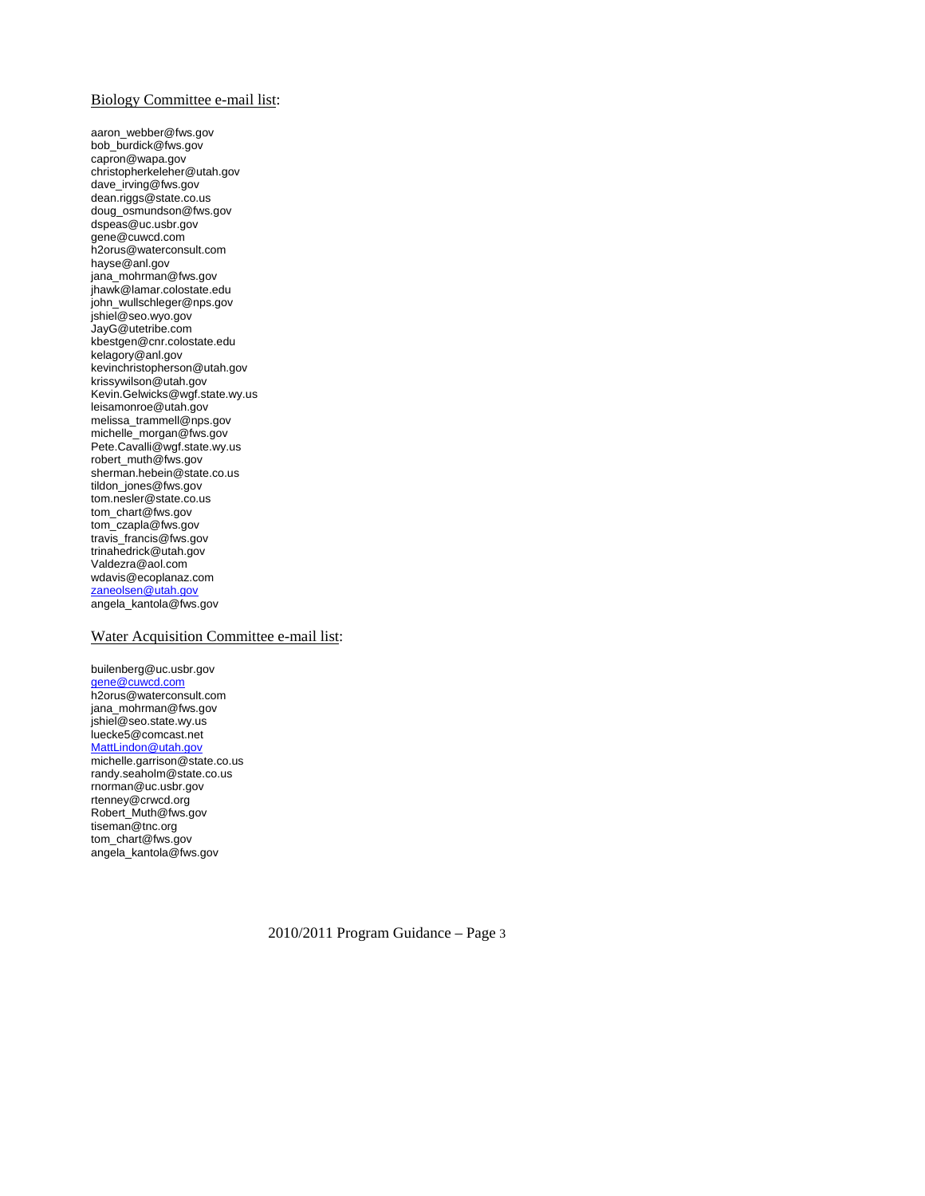Biology Committee e-mail list:

aaron_webber@fws.gov
bob_burdick@fws.gov
capron@wapa.gov
christopherkeleher@utah.gov
dave_irving@fws.gov
dean.riggs@state.co.us
doug_osmundson@fws.gov
dspeas@uc.usbr.gov
gene@cuwcd.com
h2orus@waterconsult.com
hayse@anl.gov
jana_mohrman@fws.gov
jhawk@lamar.colostate.edu
john_wullschleger@nps.gov
jshiel@seo.wyo.gov
JayG@utetribe.com
kbestgen@cnr.colostate.edu
kelagory@anl.gov
kevinchristopherson@utah.gov
krissywilson@utah.gov
Kevin.Gelwicks@wgf.state.wy.us
leisamonroe@utah.gov
melissa_trammell@nps.gov
michelle_morgan@fws.gov
Pete.Cavalli@wgf.state.wy.us
robert_muth@fws.gov
sherman.hebein@state.co.us
tildon_jones@fws.gov
tom.nesler@state.co.us
tom_chart@fws.gov
tom_czapla@fws.gov
travis_francis@fws.gov
trinahedrick@utah.gov
Valdezra@aol.com
wdavis@ecoplanaz.com
zaneolsen@utah.gov
angela_kantola@fws.gov

Water Acquisition Committee e-mail list:

builenberg@uc.usbr.gov
gene@cuwcd.com
h2orus@waterconsult.com
jana_mohrman@fws.gov
jshiel@seo.state.wy.us
luecke5@comcast.net
MattLindon@utah.gov
michelle.garrison@state.co.us
randy.seaholm@state.co.us
rnorman@uc.usbr.gov
rtenney@crwcd.org
Robert_Muth@fws.gov
tiseman@tnc.org
tom_chart@fws.gov
angela_kantola@fws.gov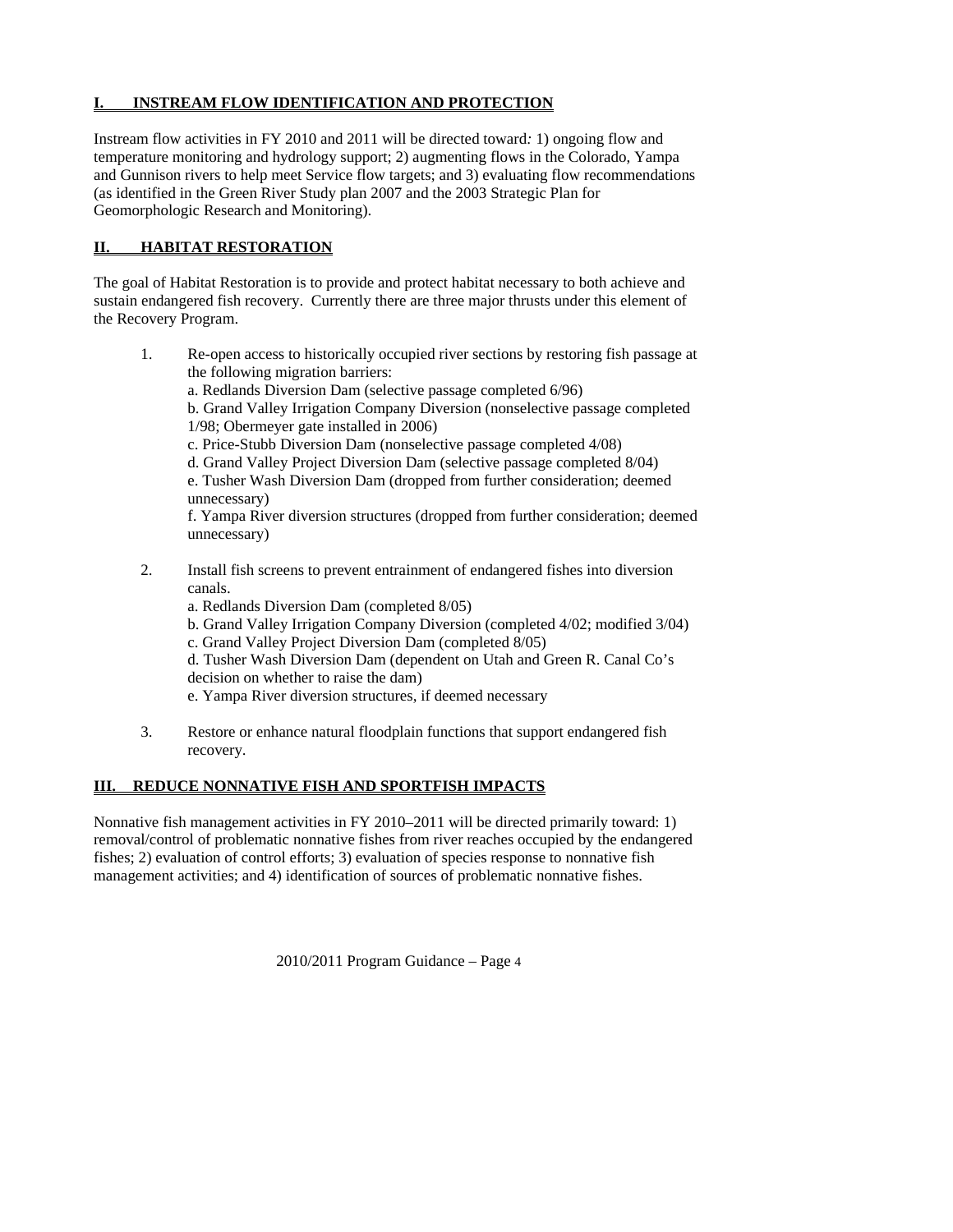## I. INSTREAM FLOW IDENTIFICATION AND PROTECTION

Instream flow activities in FY 2010 and 2011 will be directed toward*:* 1) ongoing flow and temperature monitoring and hydrology support; 2) augmenting flows in the Colorado, Yampa and Gunnison rivers to help meet Service flow targets; and 3) evaluating flow recommendations (as identified in the Green River Study plan 2007 and the 2003 Strategic Plan for Geomorphologic Research and Monitoring).

## II. HABITAT RESTORATION

The goal of Habitat Restoration is to provide and protect habitat necessary to both achieve and sustain endangered fish recovery. Currently there are three major thrusts under this element of the Recovery Program.

1. Re-open access to historically occupied river sections by restoring fish passage at the following migration barriers:
   a. Redlands Diversion Dam (selective passage completed 6/96)
   b. Grand Valley Irrigation Company Diversion (nonselective passage completed 1/98; Obermeyer gate installed in 2006)
   c. Price-Stubb Diversion Dam (nonselective passage completed 4/08)
   d. Grand Valley Project Diversion Dam (selective passage completed 8/04)
   e. Tusher Wash Diversion Dam (dropped from further consideration; deemed unnecessary)
   f. Yampa River diversion structures (dropped from further consideration; deemed unnecessary)

2. Install fish screens to prevent entrainment of endangered fishes into diversion canals.
   a. Redlands Diversion Dam (completed 8/05)
   b. Grand Valley Irrigation Company Diversion (completed 4/02; modified 3/04)
   c. Grand Valley Project Diversion Dam (completed 8/05)
   d. Tusher Wash Diversion Dam (dependent on Utah and Green R. Canal Co's decision on whether to raise the dam)
   e. Yampa River diversion structures, if deemed necessary

3. Restore or enhance natural floodplain functions that support endangered fish recovery.

## III. REDUCE NONNATIVE FISH AND SPORTFISH IMPACTS

Nonnative fish management activities in FY 2010–2011 will be directed primarily toward: 1) removal/control of problematic nonnative fishes from river reaches occupied by the endangered fishes; 2) evaluation of control efforts; 3) evaluation of species response to nonnative fish management activities; and 4) identification of sources of problematic nonnative fishes.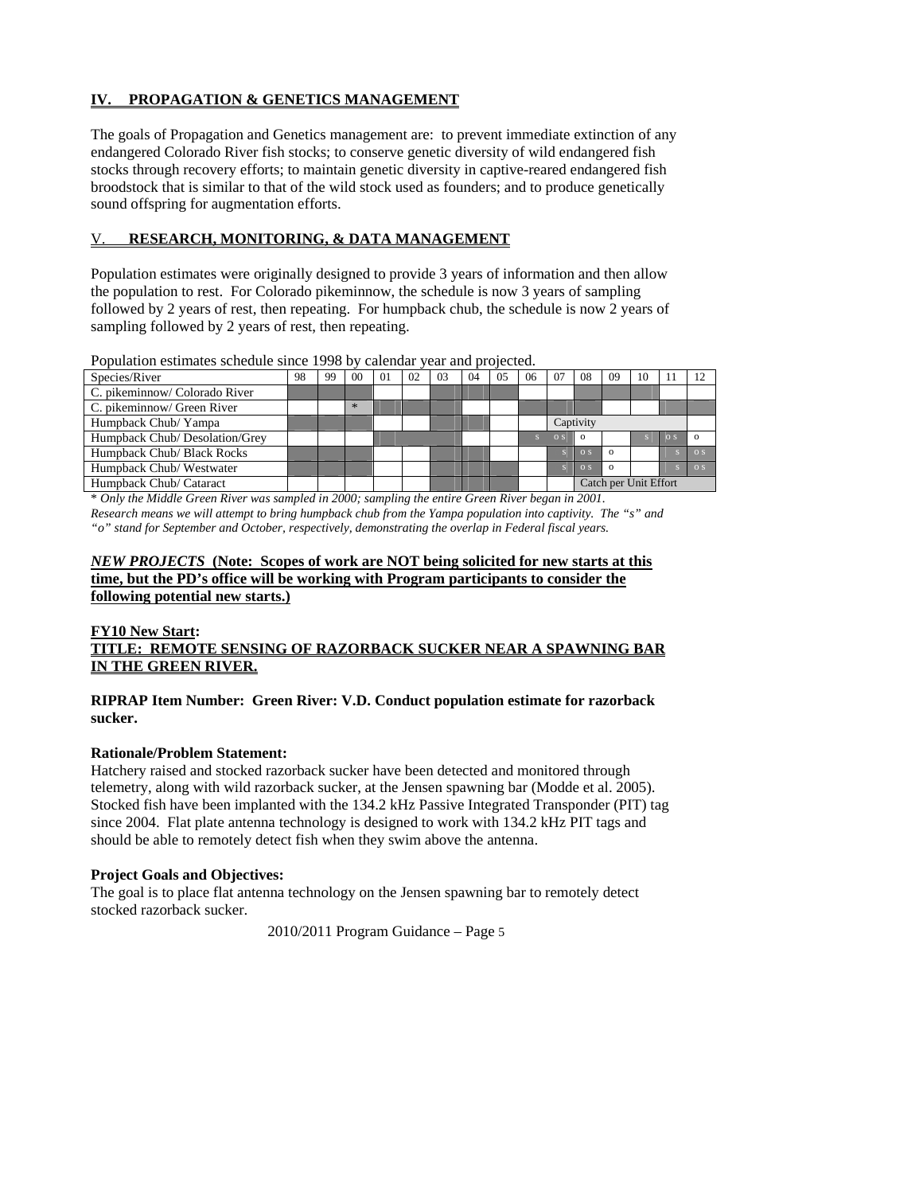## IV. PROPAGATION & GENETICS MANAGEMENT

The goals of Propagation and Genetics management are: to prevent immediate extinction of any endangered Colorado River fish stocks; to conserve genetic diversity of wild endangered fish stocks through recovery efforts; to maintain genetic diversity in captive-reared endangered fish broodstock that is similar to that of the wild stock used as founders; and to produce genetically sound offspring for augmentation efforts.

## V. RESEARCH, MONITORING, & DATA MANAGEMENT

Population estimates were originally designed to provide 3 years of information and then allow the population to rest. For Colorado pikeminnow, the schedule is now 3 years of sampling followed by 2 years of rest, then repeating. For humpback chub, the schedule is now 2 years of sampling followed by 2 years of rest, then repeating.

Population estimates schedule since 1998 by calendar year and projected.

| Species/River | 98 | 99 | 00 | 01 | 02 | 03 | 04 | 05 | 06 | 07 | 08 | 09 | 10 | 11 | 12 |
|---|---|---|---|---|---|---|---|---|---|---|---|---|---|---|---|
| C. pikeminnow/ Colorado River | | | | | | | | | | | | | | | |
| C. pikeminnow/ Green River | | | * | | | | | | | | | | | | |
| Humpback Chub/ Yampa | | | | | | | | | | Captivity | | | | | |
| Humpback Chub/ Desolation/Grey | | | | | | | | | s | o s | o | | s | o s | o |
| Humpback Chub/ Black Rocks | | | | | | | | | | s | o s | o | | s | o s |
| Humpback Chub/ Westwater | | | | | | | | | | s | o s | o | | s | o s |
| Humpback Chub/ Cataract | | | | | | | | | | | Catch per Unit Effort | | | | |

\* *Only the Middle Green River was sampled in 2000; sampling the entire Green River began in 2001.*
*Research means we will attempt to bring humpback chub from the Yampa population into captivity. The "s" and "o" stand for September and October, respectively, demonstrating the overlap in Federal fiscal years.*

***NEW PROJECTS*** **(Note: Scopes of work are NOT being solicited for new starts at this time, but the PD's office will be working with Program participants to consider the following potential new starts.)**

**FY10 New Start:**
**TITLE: REMOTE SENSING OF RAZORBACK SUCKER NEAR A SPAWNING BAR IN THE GREEN RIVER.**

**RIPRAP Item Number: Green River: V.D. Conduct population estimate for razorback sucker.**

**Rationale/Problem Statement:**
Hatchery raised and stocked razorback sucker have been detected and monitored through telemetry, along with wild razorback sucker, at the Jensen spawning bar (Modde et al. 2005). Stocked fish have been implanted with the 134.2 kHz Passive Integrated Transponder (PIT) tag since 2004. Flat plate antenna technology is designed to work with 134.2 kHz PIT tags and should be able to remotely detect fish when they swim above the antenna.

**Project Goals and Objectives:**
The goal is to place flat antenna technology on the Jensen spawning bar to remotely detect stocked razorback sucker.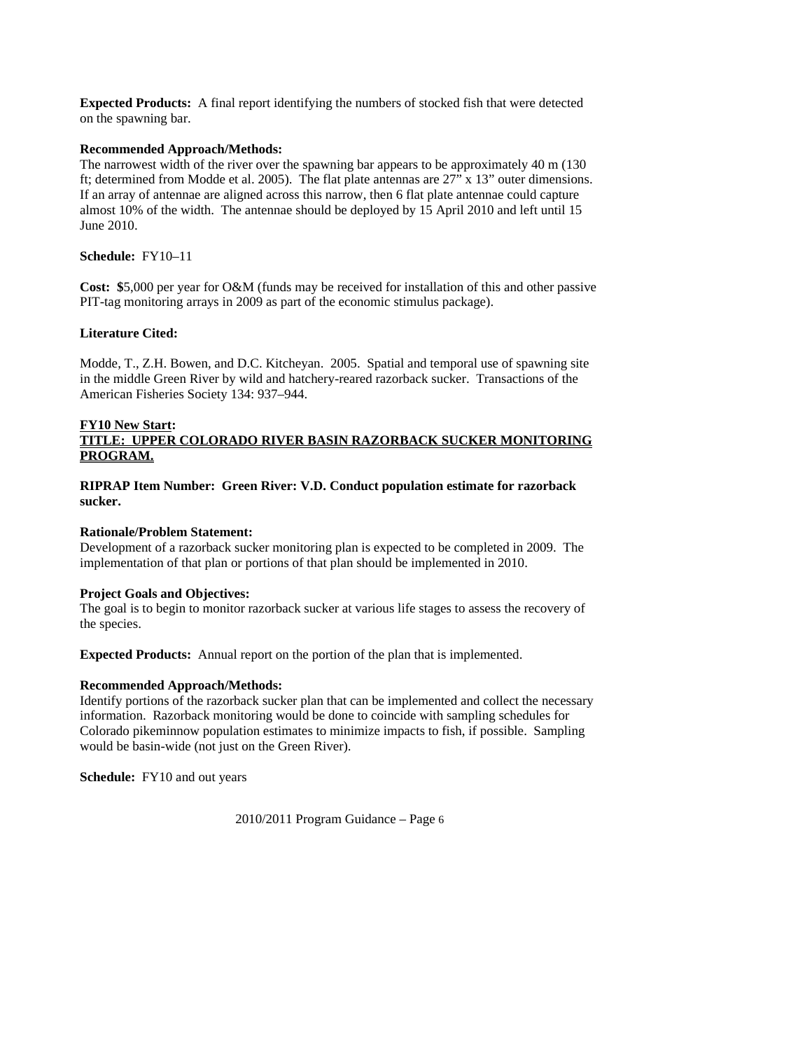**Expected Products:** A final report identifying the numbers of stocked fish that were detected on the spawning bar.

**Recommended Approach/Methods:**
The narrowest width of the river over the spawning bar appears to be approximately 40 m (130 ft; determined from Modde et al. 2005). The flat plate antennas are 27" x 13" outer dimensions. If an array of antennae are aligned across this narrow, then 6 flat plate antennae could capture almost 10% of the width. The antennae should be deployed by 15 April 2010 and left until 15 June 2010.

**Schedule:** FY10–11

**Cost:** $5,000 per year for O&M (funds may be received for installation of this and other passive PIT-tag monitoring arrays in 2009 as part of the economic stimulus package).

**Literature Cited:**

Modde, T., Z.H. Bowen, and D.C. Kitcheyan. 2005. Spatial and temporal use of spawning site in the middle Green River by wild and hatchery-reared razorback sucker. Transactions of the American Fisheries Society 134: 937–944.

**FY10 New Start:**
**TITLE: UPPER COLORADO RIVER BASIN RAZORBACK SUCKER MONITORING PROGRAM.**

**RIPRAP Item Number: Green River: V.D. Conduct population estimate for razorback sucker.**

**Rationale/Problem Statement:**
Development of a razorback sucker monitoring plan is expected to be completed in 2009. The implementation of that plan or portions of that plan should be implemented in 2010.

**Project Goals and Objectives:**
The goal is to begin to monitor razorback sucker at various life stages to assess the recovery of the species.

**Expected Products:** Annual report on the portion of the plan that is implemented.

**Recommended Approach/Methods:**
Identify portions of the razorback sucker plan that can be implemented and collect the necessary information. Razorback monitoring would be done to coincide with sampling schedules for Colorado pikeminnow population estimates to minimize impacts to fish, if possible. Sampling would be basin-wide (not just on the Green River).

**Schedule:** FY10 and out years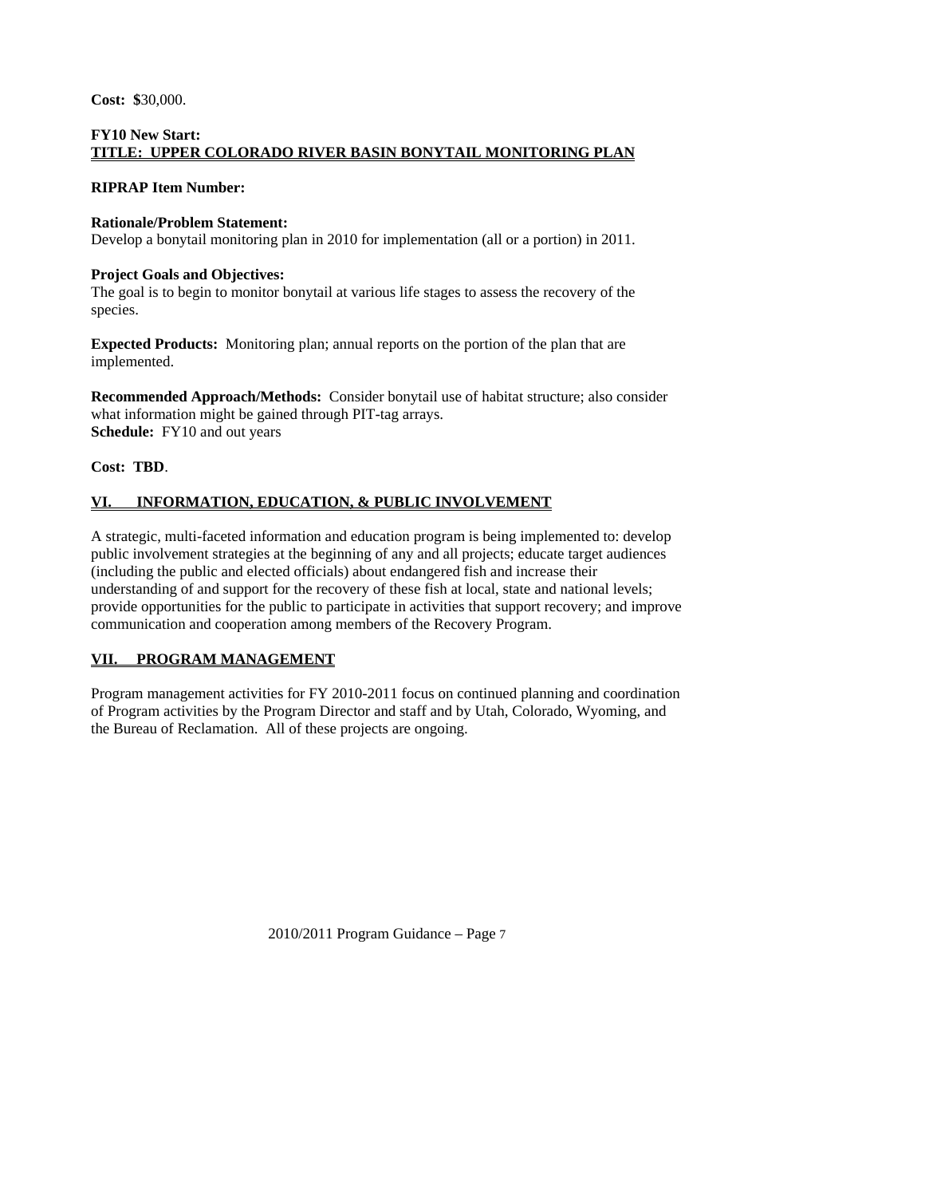**Cost: $**30,000.

**FY10 New Start:**
**TITLE: UPPER COLORADO RIVER BASIN BONYTAIL MONITORING PLAN**

**RIPRAP Item Number:**

**Rationale/Problem Statement:**
Develop a bonytail monitoring plan in 2010 for implementation (all or a portion) in 2011.

**Project Goals and Objectives:**
The goal is to begin to monitor bonytail at various life stages to assess the recovery of the species.

**Expected Products:** Monitoring plan; annual reports on the portion of the plan that are implemented.

**Recommended Approach/Methods:** Consider bonytail use of habitat structure; also consider what information might be gained through PIT-tag arrays.
**Schedule:** FY10 and out years

**Cost: TBD**.

## VI. INFORMATION, EDUCATION, & PUBLIC INVOLVEMENT

A strategic, multi-faceted information and education program is being implemented to: develop public involvement strategies at the beginning of any and all projects; educate target audiences (including the public and elected officials) about endangered fish and increase their understanding of and support for the recovery of these fish at local, state and national levels; provide opportunities for the public to participate in activities that support recovery; and improve communication and cooperation among members of the Recovery Program.

## VII. PROGRAM MANAGEMENT

Program management activities for FY 2010-2011 focus on continued planning and coordination of Program activities by the Program Director and staff and by Utah, Colorado, Wyoming, and the Bureau of Reclamation. All of these projects are ongoing.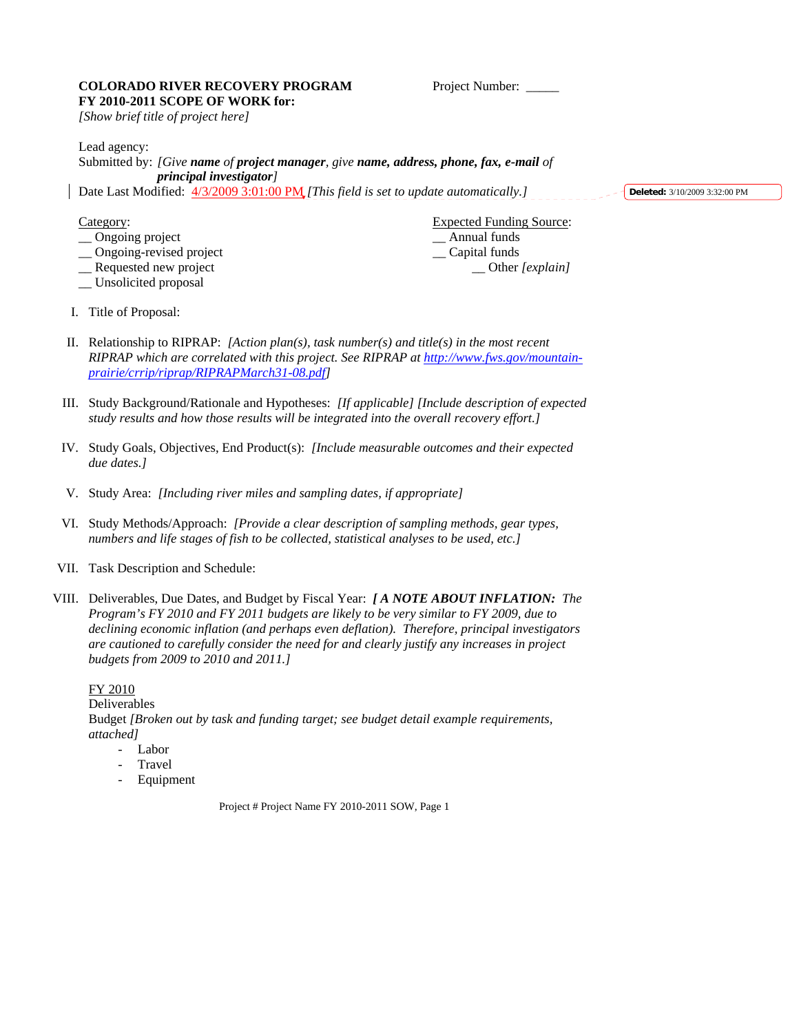**COLORADO RIVER RECOVERY PROGRAM**
**FY 2010-2011 SCOPE OF WORK for:**
*[Show brief title of project here]*

Project Number: _____

Lead agency:
Submitted by: *[Give **name** of **project manager**, give **name, address, phone, fax, e-mail** of **principal investigator**]*
Date Last Modified: 4/3/2009 3:01:00 PM *[This field is set to update automatically.]*

Deleted: 3/10/2009 3:32:00 PM

Category:
__ Ongoing project
__ Ongoing-revised project
__ Requested new project
__ Unsolicited proposal

Expected Funding Source:
__ Annual funds
__ Capital funds
__ Other *[explain]*

I. Title of Proposal:

II. Relationship to RIPRAP: *[Action plan(s), task number(s) and title(s) in the most recent RIPRAP which are correlated with this project. See RIPRAP at http://www.fws.gov/mountain-prairie/crrip/riprap/RIPRAPMarch31-08.pdf]*

III. Study Background/Rationale and Hypotheses: *[If applicable] [Include description of expected study results and how those results will be integrated into the overall recovery effort.]*

IV. Study Goals, Objectives, End Product(s): *[Include measurable outcomes and their expected due dates.]*

V. Study Area: *[Including river miles and sampling dates, if appropriate]*

VI. Study Methods/Approach: *[Provide a clear description of sampling methods, gear types, numbers and life stages of fish to be collected, statistical analyses to be used, etc.]*

VII. Task Description and Schedule:

VIII. Deliverables, Due Dates, and Budget by Fiscal Year: ***[ A NOTE ABOUT INFLATION:*** *The Program's FY 2010 and FY 2011 budgets are likely to be very similar to FY 2009, due to declining economic inflation (and perhaps even deflation). Therefore, principal investigators are cautioned to carefully consider the need for and clearly justify any increases in project budgets from 2009 to 2010 and 2011.]*

FY 2010
Deliverables
Budget *[Broken out by task and funding target; see budget detail example requirements, attached]*

- Labor
- Travel
- Equipment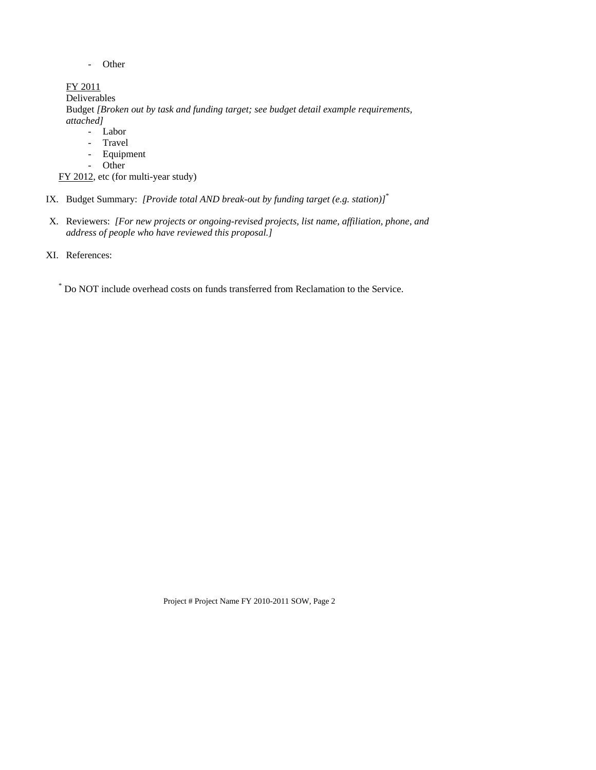- Other

<u>FY 2011</u>

Deliverables

Budget *[Broken out by task and funding target; see budget detail example requirements, attached]*

- Labor
- Travel
- Equipment
- Other

<u>FY 2012</u>, etc (for multi-year study)

IX. Budget Summary: *[Provide total AND break-out by funding target (e.g. station)]*[*]

X. Reviewers: *[For new projects or ongoing-revised projects, list name, affiliation, phone, and address of people who have reviewed this proposal.]*

XI. References:

[*] Do NOT include overhead costs on funds transferred from Reclamation to the Service.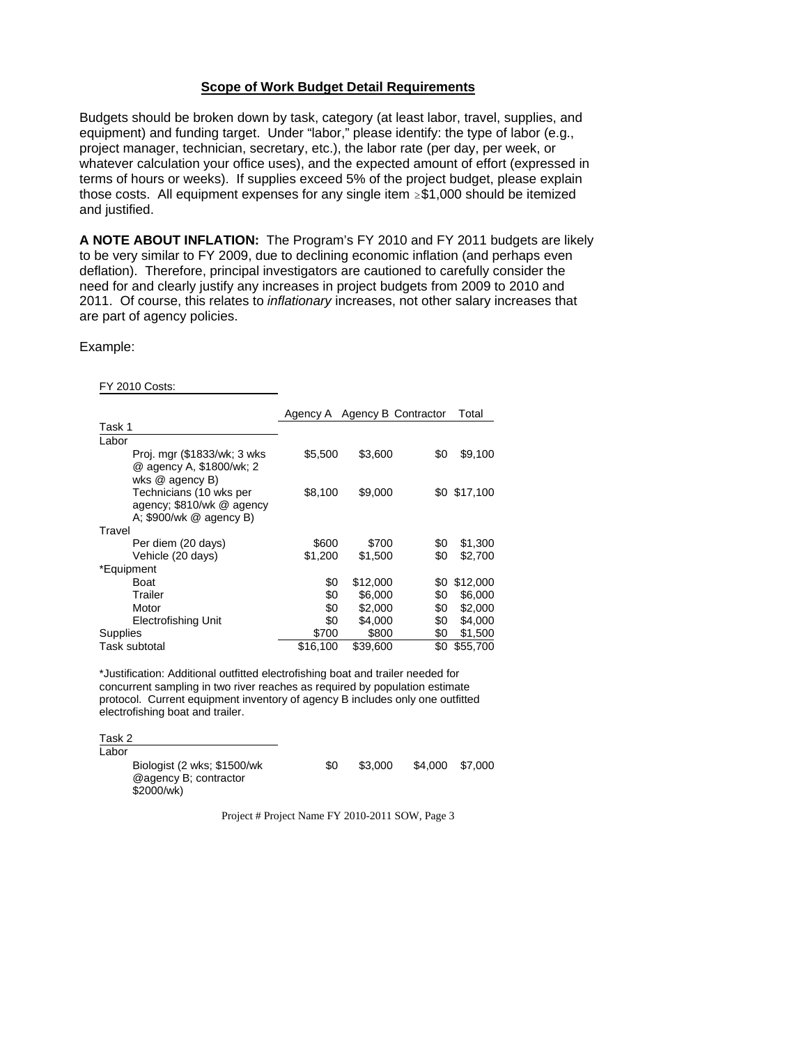**Scope of Work Budget Detail Requirements**

Budgets should be broken down by task, category (at least labor, travel, supplies, and equipment) and funding target. Under "labor," please identify: the type of labor (e.g., project manager, technician, secretary, etc.), the labor rate (per day, per week, or whatever calculation your office uses), and the expected amount of effort (expressed in terms of hours or weeks). If supplies exceed 5% of the project budget, please explain those costs. All equipment expenses for any single item ≥$1,000 should be itemized and justified.

**A NOTE ABOUT INFLATION:** The Program's FY 2010 and FY 2011 budgets are likely to be very similar to FY 2009, due to declining economic inflation (and perhaps even deflation). Therefore, principal investigators are cautioned to carefully consider the need for and clearly justify any increases in project budgets from 2009 to 2010 and 2011. Of course, this relates to *inflationary* increases, not other salary increases that are part of agency policies.

Example:

FY 2010 Costs:

| | Agency A | Agency B | Contractor | Total |
|---|---|---|---|---|
| Task 1 | | | | |
| Labor | | | | |
| Proj. mgr ($1833/wk; 3 wks @ agency A, $1800/wk; 2 wks @ agency B) | $5,500 | $3,600 | $0 | $9,100 |
| Technicians (10 wks per agency; $810/wk @ agency A; $900/wk @ agency B) | $8,100 | $9,000 | $0 | $17,100 |
| Travel | | | | |
| Per diem (20 days) | $600 | $700 | $0 | $1,300 |
| Vehicle (20 days) | $1,200 | $1,500 | $0 | $2,700 |
| *Equipment | | | | |
| Boat | $0 | $12,000 | $0 | $12,000 |
| Trailer | $0 | $6,000 | $0 | $6,000 |
| Motor | $0 | $2,000 | $0 | $2,000 |
| Electrofishing Unit | $0 | $4,000 | $0 | $4,000 |
| Supplies | $700 | $800 | $0 | $1,500 |
| Task subtotal | $16,100 | $39,600 | $0 | $55,700 |

*Justification: Additional outfitted electrofishing boat and trailer needed for concurrent sampling in two river reaches as required by population estimate protocol. Current equipment inventory of agency B includes only one outfitted electrofishing boat and trailer.

| | Agency A | Agency B | Contractor | Total |
|---|---|---|---|---|
| Task 2 | | | | |
| Labor | | | | |
| Biologist (2 wks; $1500/wk @agency B; contractor $2000/wk) | $0 | $3,000 | $4,000 | $7,000 |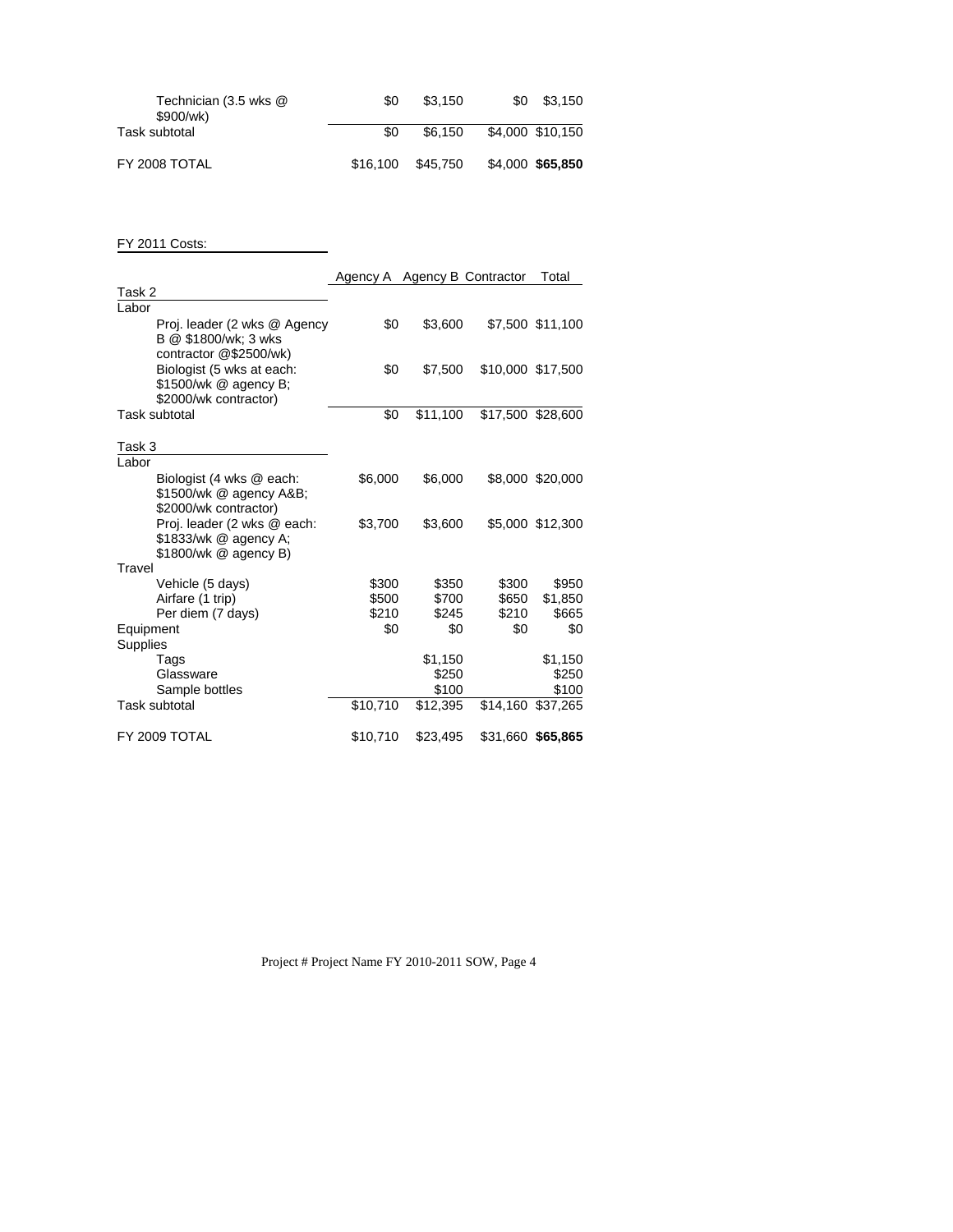| | Agency A | Agency B | Contractor | Total |
|---|---|---|---|---|
| Technician (3.5 wks @ $900/wk) | $0 | $3,150 | $0 | $3,150 |
| Task subtotal | $0 | $6,150 | $4,000 | $10,150 |
| FY 2008 TOTAL | $16,100 | $45,750 | $4,000 | **$65,850** |

FY 2011 Costs:

| | Agency A | Agency B | Contractor | Total |
|---|---|---|---|---|
| Task 2 | | | | |
| Labor | | | | |
| Proj. leader (2 wks @ Agency B @ $1800/wk; 3 wks contractor @$2500/wk) | $0 | $3,600 | $7,500 | $11,100 |
| Biologist (5 wks at each: $1500/wk @ agency B; $2000/wk contractor) | $0 | $7,500 | $10,000 | $17,500 |
| Task subtotal | $0 | $11,100 | $17,500 | $28,600 |
| Task 3 | | | | |
| Labor | | | | |
| Biologist (4 wks @ each: $1500/wk @ agency A&B; $2000/wk contractor) | $6,000 | $6,000 | $8,000 | $20,000 |
| Proj. leader (2 wks @ each: $1833/wk @ agency A; $1800/wk @ agency B) | $3,700 | $3,600 | $5,000 | $12,300 |
| Travel | | | | |
| Vehicle (5 days) | $300 | $350 | $300 | $950 |
| Airfare (1 trip) | $500 | $700 | $650 | $1,850 |
| Per diem (7 days) | $210 | $245 | $210 | $665 |
| Equipment | $0 | $0 | $0 | $0 |
| Supplies | | | | |
| Tags | | $1,150 | | $1,150 |
| Glassware | | $250 | | $250 |
| Sample bottles | | $100 | | $100 |
| Task subtotal | $10,710 | $12,395 | $14,160 | $37,265 |
| FY 2009 TOTAL | $10,710 | $23,495 | $31,660 | **$65,865** |